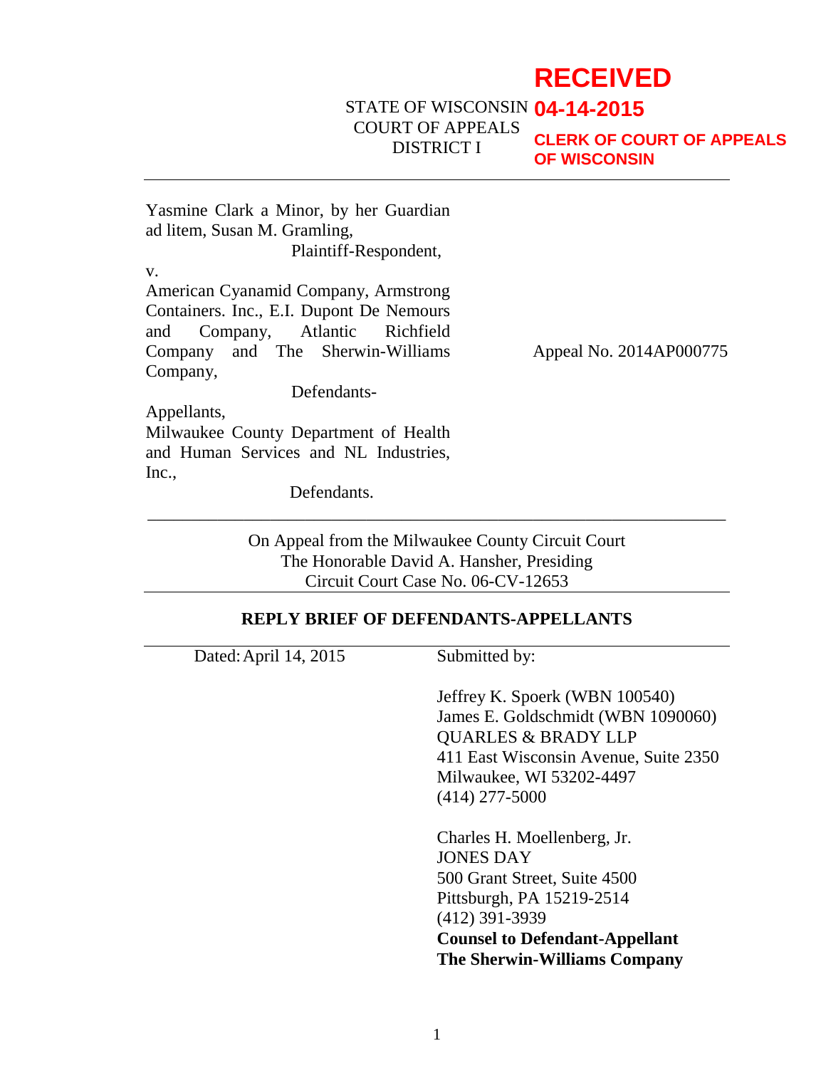**RECEIVED**
**04-14-2015**
**CLERK OF COURT OF APPEALS OF WISCONSIN**

STATE OF WISCONSIN
COURT OF APPEALS
DISTRICT I

---

Yasmine Clark a Minor, by her Guardian ad litem, Susan M. Gramling,

Plaintiff-Respondent,

v.

American Cyanamid Company, Armstrong Containers. Inc., E.I. Dupont De Nemours and Company, Atlantic Richfield Company and The Sherwin-Williams Company,

Defendants-Appellants,

Milwaukee County Department of Health and Human Services and NL Industries, Inc.,

Defendants.

Appeal No. 2014AP000775

---

On Appeal from the Milwaukee County Circuit Court
The Honorable David A. Hansher, Presiding
Circuit Court Case No. 06-CV-12653

---

**REPLY BRIEF OF DEFENDANTS-APPELLANTS**

---

Dated: April 14, 2015

Submitted by:

Jeffrey K. Spoerk (WBN 100540)
James E. Goldschmidt (WBN 1090060)
QUARLES & BRADY LLP
411 East Wisconsin Avenue, Suite 2350
Milwaukee, WI 53202-4497
(414) 277-5000

Charles H. Moellenberg, Jr.
JONES DAY
500 Grant Street, Suite 4500
Pittsburgh, PA 15219-2514
(412) 391-3939
**Counsel to Defendant-Appellant The Sherwin-Williams Company**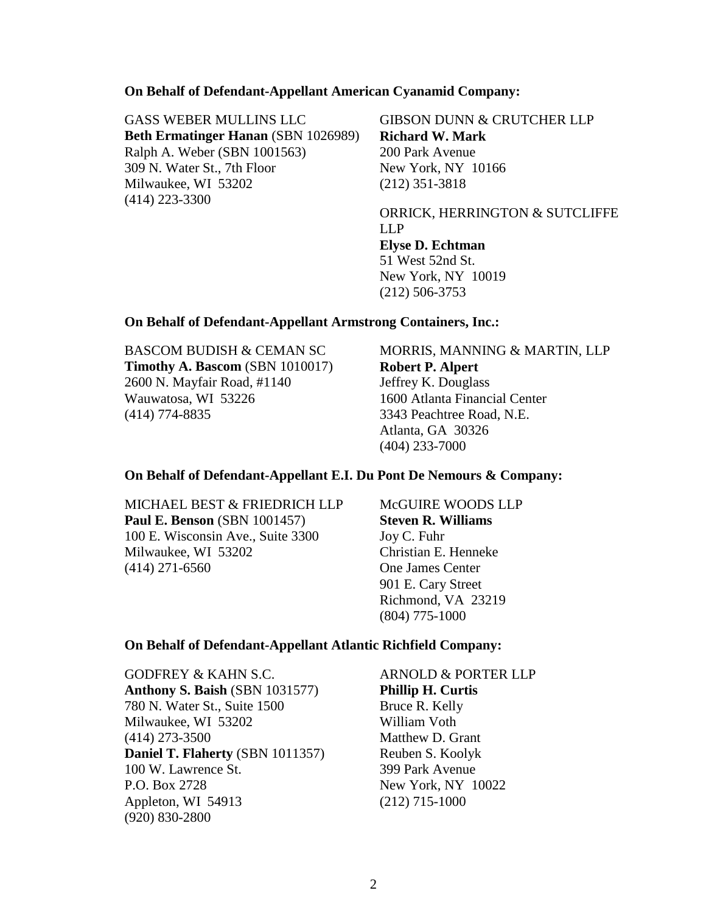**On Behalf of Defendant-Appellant American Cyanamid Company:**

GASS WEBER MULLINS LLC
**Beth Ermatinger Hanan** (SBN 1026989)
Ralph A. Weber (SBN 1001563)
309 N. Water St., 7th Floor
Milwaukee, WI 53202
(414) 223-3300

GIBSON DUNN & CRUTCHER LLP
**Richard W. Mark**
200 Park Avenue
New York, NY 10166
(212) 351-3818

ORRICK, HERRINGTON & SUTCLIFFE LLP
**Elyse D. Echtman**
51 West 52nd St.
New York, NY 10019
(212) 506-3753

**On Behalf of Defendant-Appellant Armstrong Containers, Inc.:**

BASCOM BUDISH & CEMAN SC
**Timothy A. Bascom** (SBN 1010017)
2600 N. Mayfair Road, #1140
Wauwatosa, WI 53226
(414) 774-8835

MORRIS, MANNING & MARTIN, LLP
**Robert P. Alpert**
Jeffrey K. Douglass
1600 Atlanta Financial Center
3343 Peachtree Road, N.E.
Atlanta, GA 30326
(404) 233-7000

**On Behalf of Defendant-Appellant E.I. Du Pont De Nemours & Company:**

MICHAEL BEST & FRIEDRICH LLP
**Paul E. Benson** (SBN 1001457)
100 E. Wisconsin Ave., Suite 3300
Milwaukee, WI 53202
(414) 271-6560

McGUIRE WOODS LLP
**Steven R. Williams**
Joy C. Fuhr
Christian E. Henneke
One James Center
901 E. Cary Street
Richmond, VA 23219
(804) 775-1000

**On Behalf of Defendant-Appellant Atlantic Richfield Company:**

GODFREY & KAHN S.C.
**Anthony S. Baish** (SBN 1031577)
780 N. Water St., Suite 1500
Milwaukee, WI 53202
(414) 273-3500
**Daniel T. Flaherty** (SBN 1011357)
100 W. Lawrence St.
P.O. Box 2728
Appleton, WI 54913
(920) 830-2800

ARNOLD & PORTER LLP
**Phillip H. Curtis**
Bruce R. Kelly
William Voth
Matthew D. Grant
Reuben S. Koolyk
399 Park Avenue
New York, NY 10022
(212) 715-1000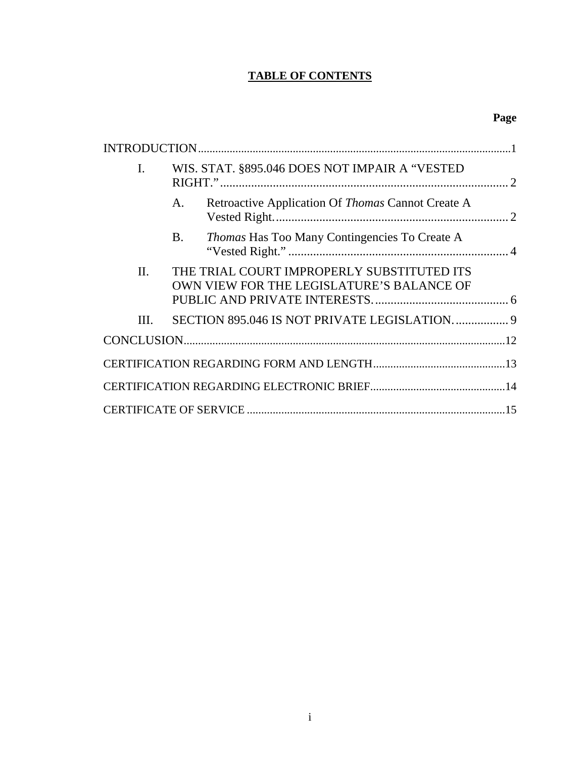# TABLE OF CONTENTS

| | Page |
|---|---|
| INTRODUCTION | 1 |
| I. WIS. STAT. §895.046 DOES NOT IMPAIR A "VESTED RIGHT." | 2 |
| A. Retroactive Application Of *Thomas* Cannot Create A Vested Right. | 2 |
| B. *Thomas* Has Too Many Contingencies To Create A "Vested Right." | 4 |
| II. THE TRIAL COURT IMPROPERLY SUBSTITUTED ITS OWN VIEW FOR THE LEGISLATURE'S BALANCE OF PUBLIC AND PRIVATE INTERESTS. | 6 |
| III. SECTION 895.046 IS NOT PRIVATE LEGISLATION. | 9 |
| CONCLUSION | 12 |
| CERTIFICATION REGARDING FORM AND LENGTH | 13 |
| CERTIFICATION REGARDING ELECTRONIC BRIEF | 14 |
| CERTIFICATE OF SERVICE | 15 |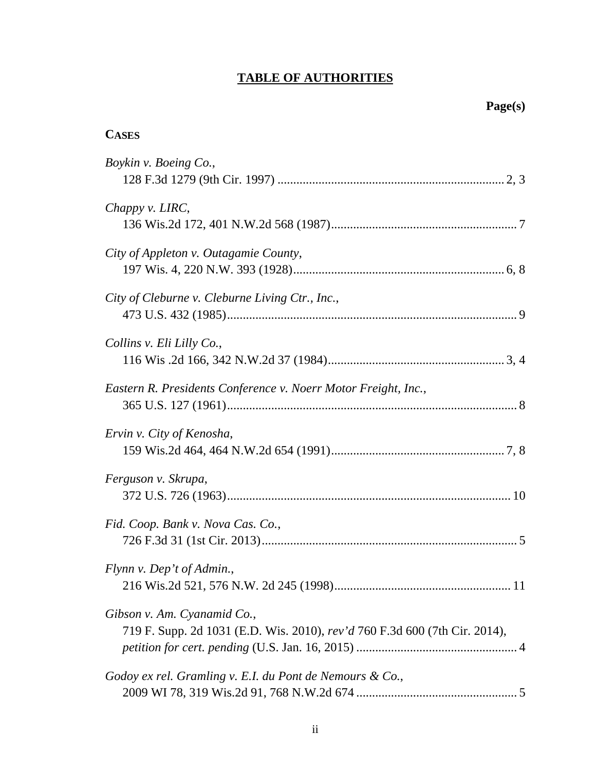# **TABLE OF AUTHORITIES**

**Page(s)**

**CASES**

*Boykin v. Boeing Co.*,
128 F.3d 1279 (9th Cir. 1997) ....................................................................... 2, 3

*Chappy v. LIRC*,
136 Wis.2d 172, 401 N.W.2d 568 (1987).......................................................... 7

*City of Appleton v. Outagamie County*,
197 Wis. 4, 220 N.W. 393 (1928).................................................................. 6, 8

*City of Cleburne v. Cleburne Living Ctr., Inc.*,
473 U.S. 432 (1985)........................................................................................... 9

*Collins v. Eli Lilly Co.*,
116 Wis .2d 166, 342 N.W.2d 37 (1984)....................................................... 3, 4

*Eastern R. Presidents Conference v. Noerr Motor Freight, Inc.*,
365 U.S. 127 (1961)........................................................................................... 8

*Ervin v. City of Kenosha*,
159 Wis.2d 464, 464 N.W.2d 654 (1991)...................................................... 7, 8

*Ferguson v. Skrupa*,
372 U.S. 726 (1963)......................................................................................... 10

*Fid. Coop. Bank v. Nova Cas. Co.*,
726 F.3d 31 (1st Cir. 2013)................................................................................ 5

*Flynn v. Dep't of Admin.*,
216 Wis.2d 521, 576 N.W. 2d 245 (1998)....................................................... 11

*Gibson v. Am. Cyanamid Co.*,
719 F. Supp. 2d 1031 (E.D. Wis. 2010), *rev'd* 760 F.3d 600 (7th Cir. 2014), *petition for cert. pending* (U.S. Jan. 16, 2015) .................................................. 4

*Godoy ex rel. Gramling v. E.I. du Pont de Nemours & Co.*,
2009 WI 78, 319 Wis.2d 91, 768 N.W.2d 674 .................................................. 5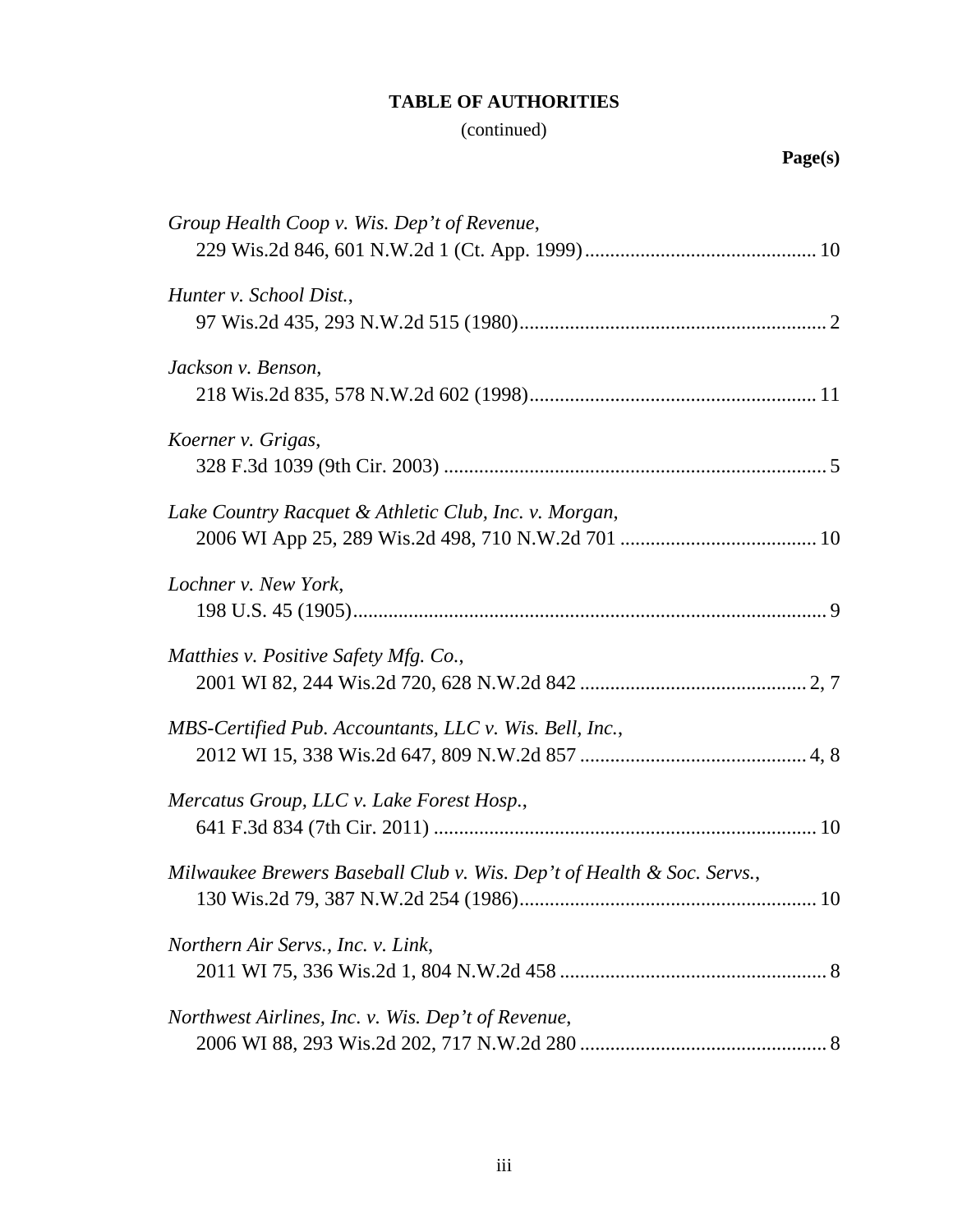**TABLE OF AUTHORITIES**

(continued)

**Page(s)**

*Group Health Coop v. Wis. Dep't of Revenue*,
229 Wis.2d 846, 601 N.W.2d 1 (Ct. App. 1999) .......... 10

*Hunter v. School Dist.*,
97 Wis.2d 435, 293 N.W.2d 515 (1980) .......... 2

*Jackson v. Benson*,
218 Wis.2d 835, 578 N.W.2d 602 (1998) .......... 11

*Koerner v. Grigas*,
328 F.3d 1039 (9th Cir. 2003) .......... 5

*Lake Country Racquet & Athletic Club, Inc. v. Morgan*,
2006 WI App 25, 289 Wis.2d 498, 710 N.W.2d 701 .......... 10

*Lochner v. New York*,
198 U.S. 45 (1905) .......... 9

*Matthies v. Positive Safety Mfg. Co.*,
2001 WI 82, 244 Wis.2d 720, 628 N.W.2d 842 .......... 2, 7

*MBS-Certified Pub. Accountants, LLC v. Wis. Bell, Inc.*,
2012 WI 15, 338 Wis.2d 647, 809 N.W.2d 857 .......... 4, 8

*Mercatus Group, LLC v. Lake Forest Hosp.*,
641 F.3d 834 (7th Cir. 2011) .......... 10

*Milwaukee Brewers Baseball Club v. Wis. Dep't of Health & Soc. Servs.*,
130 Wis.2d 79, 387 N.W.2d 254 (1986) .......... 10

*Northern Air Servs., Inc. v. Link*,
2011 WI 75, 336 Wis.2d 1, 804 N.W.2d 458 .......... 8

*Northwest Airlines, Inc. v. Wis. Dep't of Revenue*,
2006 WI 88, 293 Wis.2d 202, 717 N.W.2d 280 .......... 8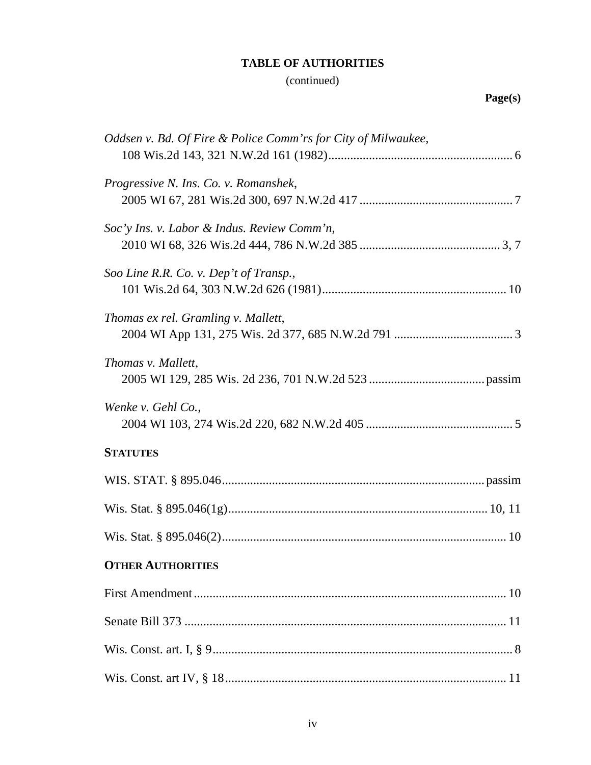**TABLE OF AUTHORITIES**

(continued)

**Page(s)**

*Oddsen v. Bd. Of Fire & Police Comm'rs for City of Milwaukee*,
108 Wis.2d 143, 321 N.W.2d 161 (1982) .......... 6

*Progressive N. Ins. Co. v. Romanshek*,
2005 WI 67, 281 Wis.2d 300, 697 N.W.2d 417 .......... 7

*Soc'y Ins. v. Labor & Indus. Review Comm'n*,
2010 WI 68, 326 Wis.2d 444, 786 N.W.2d 385 .......... 3, 7

*Soo Line R.R. Co. v. Dep't of Transp.*,
101 Wis.2d 64, 303 N.W.2d 626 (1981) .......... 10

*Thomas ex rel. Gramling v. Mallett*,
2004 WI App 131, 275 Wis. 2d 377, 685 N.W.2d 791 .......... 3

*Thomas v. Mallett*,
2005 WI 129, 285 Wis. 2d 236, 701 N.W.2d 523 .......... passim

*Wenke v. Gehl Co.*,
2004 WI 103, 274 Wis.2d 220, 682 N.W.2d 405 .......... 5

**STATUTES**

WIS. STAT. § 895.046 .......... passim

Wis. Stat. § 895.046(1g) .......... 10, 11

Wis. Stat. § 895.046(2) .......... 10

**OTHER AUTHORITIES**

First Amendment .......... 10

Senate Bill 373 .......... 11

Wis. Const. art. I, § 9 .......... 8

Wis. Const. art IV, § 18 .......... 11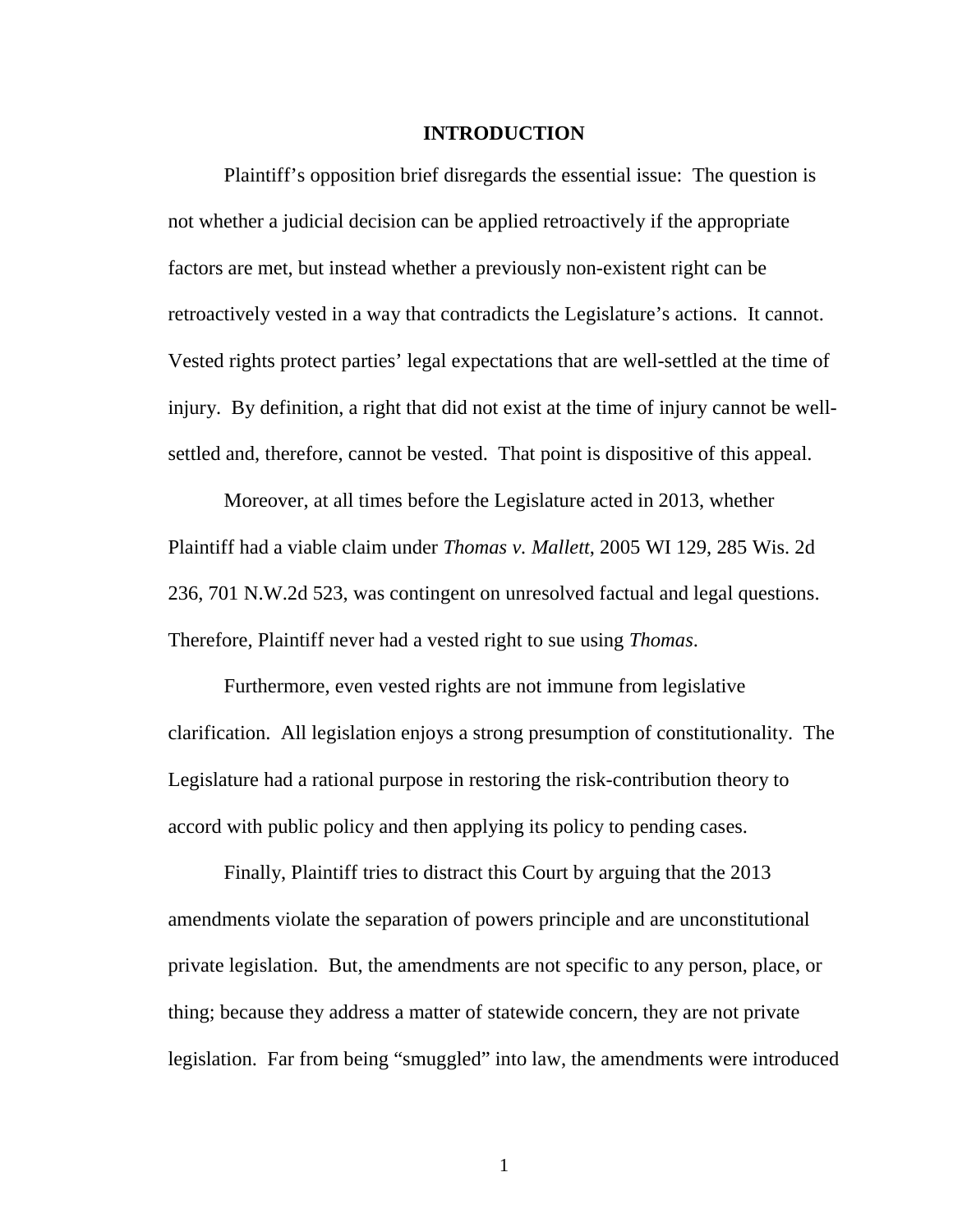## INTRODUCTION

Plaintiff's opposition brief disregards the essential issue: The question is not whether a judicial decision can be applied retroactively if the appropriate factors are met, but instead whether a previously non-existent right can be retroactively vested in a way that contradicts the Legislature's actions. It cannot. Vested rights protect parties' legal expectations that are well-settled at the time of injury. By definition, a right that did not exist at the time of injury cannot be well-settled and, therefore, cannot be vested. That point is dispositive of this appeal.

Moreover, at all times before the Legislature acted in 2013, whether Plaintiff had a viable claim under *Thomas v. Mallett*, 2005 WI 129, 285 Wis. 2d 236, 701 N.W.2d 523, was contingent on unresolved factual and legal questions. Therefore, Plaintiff never had a vested right to sue using *Thomas*.

Furthermore, even vested rights are not immune from legislative clarification. All legislation enjoys a strong presumption of constitutionality. The Legislature had a rational purpose in restoring the risk-contribution theory to accord with public policy and then applying its policy to pending cases.

Finally, Plaintiff tries to distract this Court by arguing that the 2013 amendments violate the separation of powers principle and are unconstitutional private legislation. But, the amendments are not specific to any person, place, or thing; because they address a matter of statewide concern, they are not private legislation. Far from being "smuggled" into law, the amendments were introduced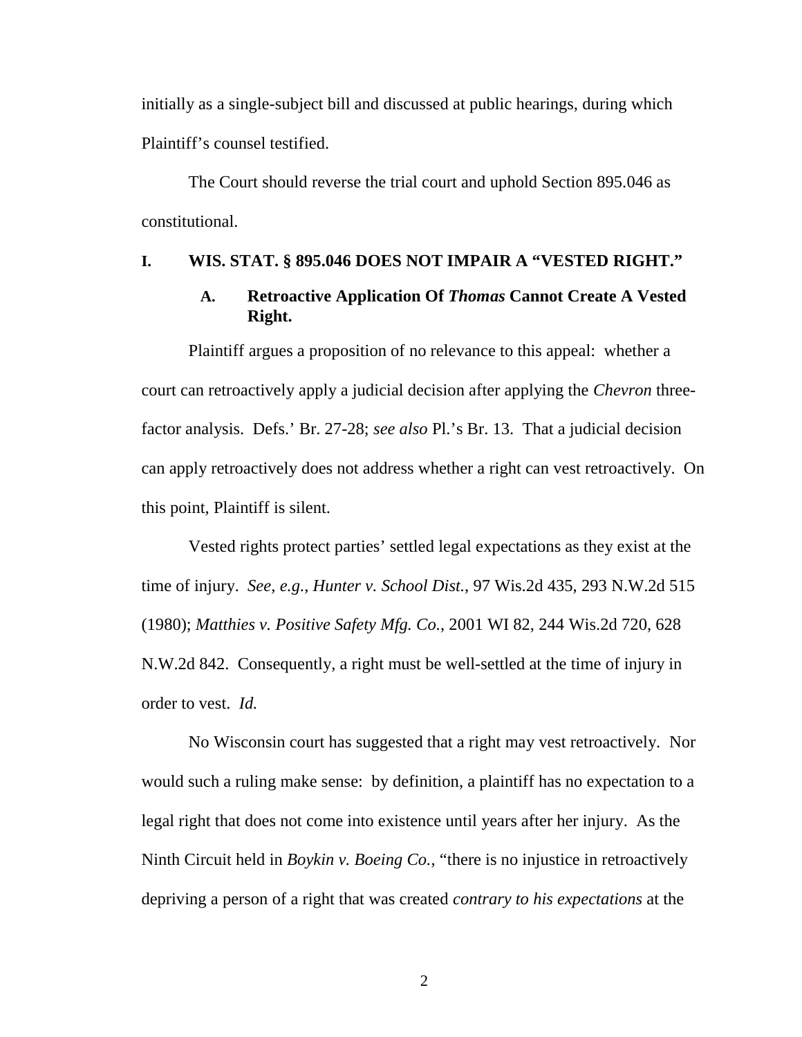initially as a single-subject bill and discussed at public hearings, during which Plaintiff's counsel testified.

The Court should reverse the trial court and uphold Section 895.046 as constitutional.

# I. WIS. STAT. § 895.046 DOES NOT IMPAIR A "VESTED RIGHT."

## A. Retroactive Application Of *Thomas* Cannot Create A Vested Right.

Plaintiff argues a proposition of no relevance to this appeal: whether a court can retroactively apply a judicial decision after applying the *Chevron* three-factor analysis. Defs.' Br. 27-28; *see also* Pl.'s Br. 13. That a judicial decision can apply retroactively does not address whether a right can vest retroactively. On this point, Plaintiff is silent.

Vested rights protect parties' settled legal expectations as they exist at the time of injury. *See, e.g.*, *Hunter v. School Dist.*, 97 Wis.2d 435, 293 N.W.2d 515 (1980); *Matthies v. Positive Safety Mfg. Co.*, 2001 WI 82, 244 Wis.2d 720, 628 N.W.2d 842. Consequently, a right must be well-settled at the time of injury in order to vest. *Id.*

No Wisconsin court has suggested that a right may vest retroactively. Nor would such a ruling make sense: by definition, a plaintiff has no expectation to a legal right that does not come into existence until years after her injury. As the Ninth Circuit held in *Boykin v. Boeing Co.*, "there is no injustice in retroactively depriving a person of a right that was created *contrary to his expectations* at the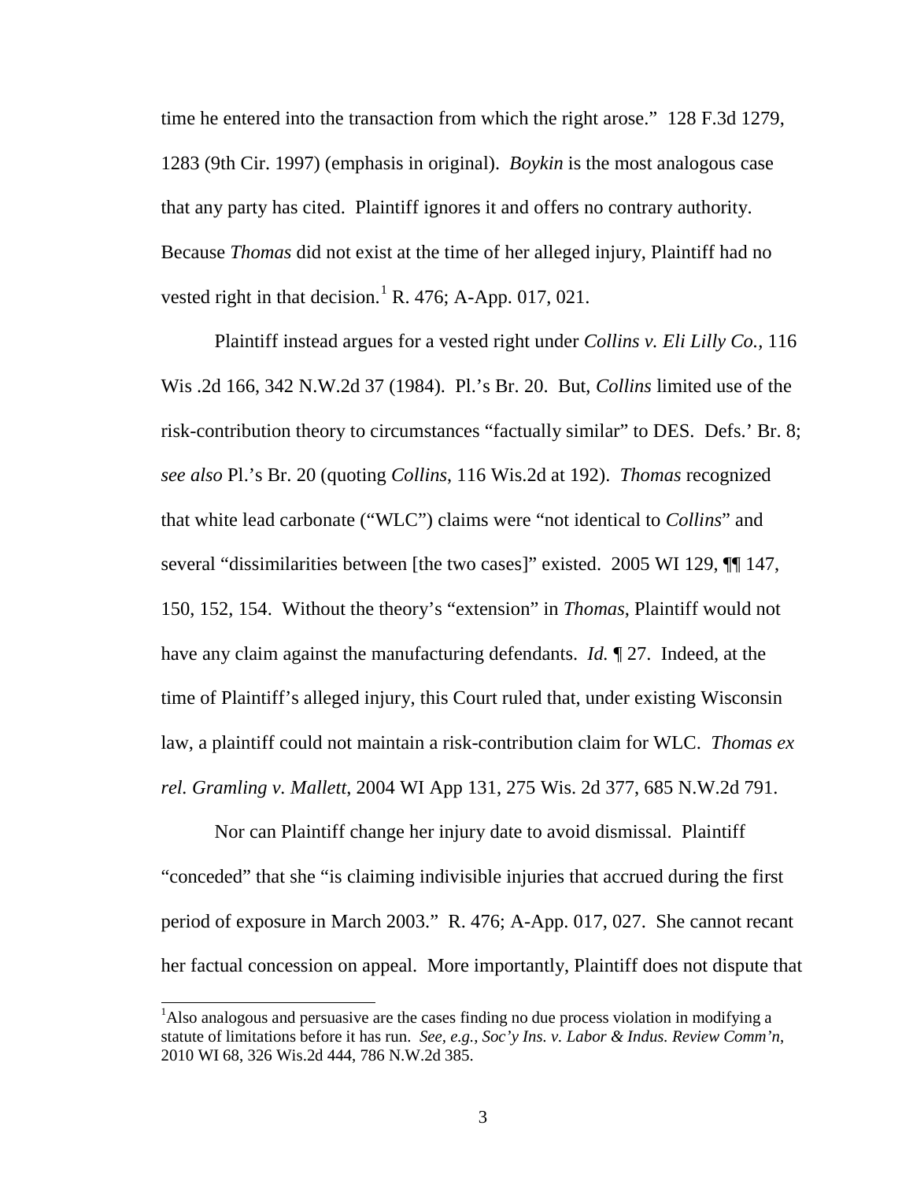time he entered into the transaction from which the right arose." 128 F.3d 1279, 1283 (9th Cir. 1997) (emphasis in original). *Boykin* is the most analogous case that any party has cited. Plaintiff ignores it and offers no contrary authority. Because *Thomas* did not exist at the time of her alleged injury, Plaintiff had no vested right in that decision.[1] R. 476; A-App. 017, 021.

Plaintiff instead argues for a vested right under *Collins v. Eli Lilly Co.*, 116 Wis .2d 166, 342 N.W.2d 37 (1984). Pl.'s Br. 20. But, *Collins* limited use of the risk-contribution theory to circumstances "factually similar" to DES. Defs.' Br. 8; *see also* Pl.'s Br. 20 (quoting *Collins*, 116 Wis.2d at 192). *Thomas* recognized that white lead carbonate ("WLC") claims were "not identical to *Collins*" and several "dissimilarities between [the two cases]" existed. 2005 WI 129, ¶¶ 147, 150, 152, 154. Without the theory's "extension" in *Thomas*, Plaintiff would not have any claim against the manufacturing defendants. *Id.* ¶ 27. Indeed, at the time of Plaintiff's alleged injury, this Court ruled that, under existing Wisconsin law, a plaintiff could not maintain a risk-contribution claim for WLC. *Thomas ex rel. Gramling v. Mallett*, 2004 WI App 131, 275 Wis. 2d 377, 685 N.W.2d 791.

Nor can Plaintiff change her injury date to avoid dismissal. Plaintiff "conceded" that she "is claiming indivisible injuries that accrued during the first period of exposure in March 2003." R. 476; A-App. 017, 027. She cannot recant her factual concession on appeal. More importantly, Plaintiff does not dispute that

---

[1] Also analogous and persuasive are the cases finding no due process violation in modifying a statute of limitations before it has run. *See, e.g.*, *Soc'y Ins. v. Labor & Indus. Review Comm'n*, 2010 WI 68, 326 Wis.2d 444, 786 N.W.2d 385.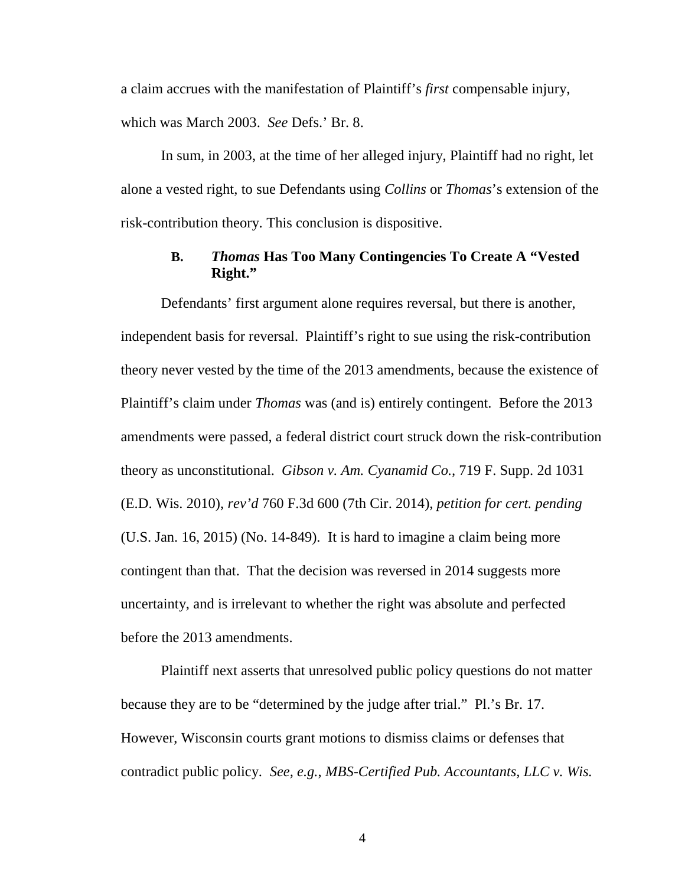a claim accrues with the manifestation of Plaintiff's *first* compensable injury, which was March 2003. *See* Defs.' Br. 8.

In sum, in 2003, at the time of her alleged injury, Plaintiff had no right, let alone a vested right, to sue Defendants using *Collins* or *Thomas*'s extension of the risk-contribution theory. This conclusion is dispositive.

### B. *Thomas* Has Too Many Contingencies To Create A "Vested Right."

Defendants' first argument alone requires reversal, but there is another, independent basis for reversal. Plaintiff's right to sue using the risk-contribution theory never vested by the time of the 2013 amendments, because the existence of Plaintiff's claim under *Thomas* was (and is) entirely contingent. Before the 2013 amendments were passed, a federal district court struck down the risk-contribution theory as unconstitutional. *Gibson v. Am. Cyanamid Co.*, 719 F. Supp. 2d 1031 (E.D. Wis. 2010), *rev'd* 760 F.3d 600 (7th Cir. 2014), *petition for cert. pending* (U.S. Jan. 16, 2015) (No. 14-849). It is hard to imagine a claim being more contingent than that. That the decision was reversed in 2014 suggests more uncertainty, and is irrelevant to whether the right was absolute and perfected before the 2013 amendments.

Plaintiff next asserts that unresolved public policy questions do not matter because they are to be "determined by the judge after trial." Pl.'s Br. 17. However, Wisconsin courts grant motions to dismiss claims or defenses that contradict public policy. *See, e.g.*, *MBS-Certified Pub. Accountants, LLC v. Wis.*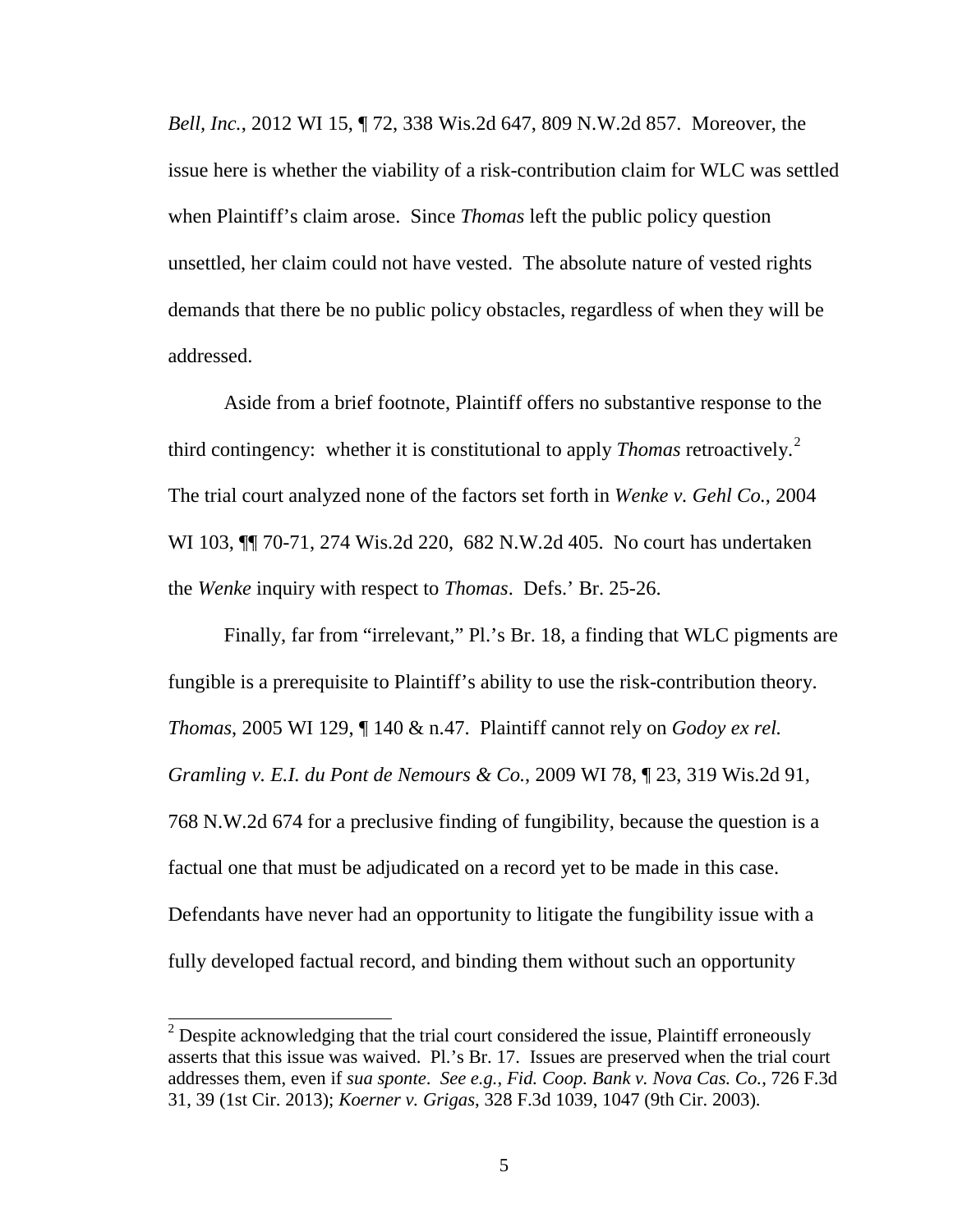*Bell, Inc.*, 2012 WI 15, ¶ 72, 338 Wis.2d 647, 809 N.W.2d 857. Moreover, the issue here is whether the viability of a risk-contribution claim for WLC was settled when Plaintiff's claim arose. Since *Thomas* left the public policy question unsettled, her claim could not have vested. The absolute nature of vested rights demands that there be no public policy obstacles, regardless of when they will be addressed.

Aside from a brief footnote, Plaintiff offers no substantive response to the third contingency: whether it is constitutional to apply *Thomas* retroactively.[2] The trial court analyzed none of the factors set forth in *Wenke v. Gehl Co.*, 2004 WI 103, ¶¶ 70-71, 274 Wis.2d 220, 682 N.W.2d 405. No court has undertaken the *Wenke* inquiry with respect to *Thomas*. Defs.' Br. 25-26.

Finally, far from "irrelevant," Pl.'s Br. 18, a finding that WLC pigments are fungible is a prerequisite to Plaintiff's ability to use the risk-contribution theory. *Thomas*, 2005 WI 129, ¶ 140 & n.47. Plaintiff cannot rely on *Godoy ex rel. Gramling v. E.I. du Pont de Nemours & Co.*, 2009 WI 78, ¶ 23, 319 Wis.2d 91, 768 N.W.2d 674 for a preclusive finding of fungibility, because the question is a factual one that must be adjudicated on a record yet to be made in this case. Defendants have never had an opportunity to litigate the fungibility issue with a fully developed factual record, and binding them without such an opportunity

[2] Despite acknowledging that the trial court considered the issue, Plaintiff erroneously asserts that this issue was waived. Pl.'s Br. 17. Issues are preserved when the trial court addresses them, even if *sua sponte*. *See e.g.*, *Fid. Coop. Bank v. Nova Cas. Co.*, 726 F.3d 31, 39 (1st Cir. 2013); *Koerner v. Grigas*, 328 F.3d 1039, 1047 (9th Cir. 2003).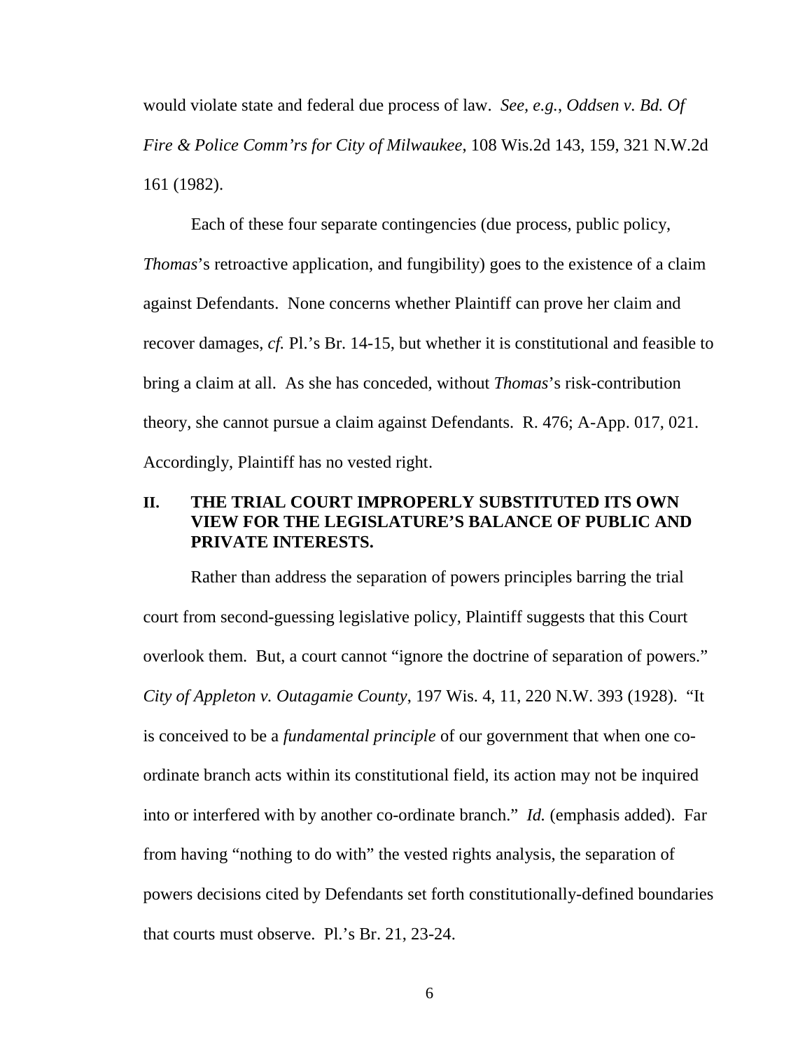would violate state and federal due process of law. *See, e.g., Oddsen v. Bd. Of Fire & Police Comm'rs for City of Milwaukee*, 108 Wis.2d 143, 159, 321 N.W.2d 161 (1982).

Each of these four separate contingencies (due process, public policy, *Thomas*'s retroactive application, and fungibility) goes to the existence of a claim against Defendants. None concerns whether Plaintiff can prove her claim and recover damages, *cf.* Pl.'s Br. 14-15, but whether it is constitutional and feasible to bring a claim at all. As she has conceded, without *Thomas*'s risk-contribution theory, she cannot pursue a claim against Defendants. R. 476; A-App. 017, 021. Accordingly, Plaintiff has no vested right.

## II. THE TRIAL COURT IMPROPERLY SUBSTITUTED ITS OWN VIEW FOR THE LEGISLATURE'S BALANCE OF PUBLIC AND PRIVATE INTERESTS.

Rather than address the separation of powers principles barring the trial court from second-guessing legislative policy, Plaintiff suggests that this Court overlook them. But, a court cannot "ignore the doctrine of separation of powers." *City of Appleton v. Outagamie County*, 197 Wis. 4, 11, 220 N.W. 393 (1928). "It is conceived to be a *fundamental principle* of our government that when one co-ordinate branch acts within its constitutional field, its action may not be inquired into or interfered with by another co-ordinate branch." *Id.* (emphasis added). Far from having "nothing to do with" the vested rights analysis, the separation of powers decisions cited by Defendants set forth constitutionally-defined boundaries that courts must observe. Pl.'s Br. 21, 23-24.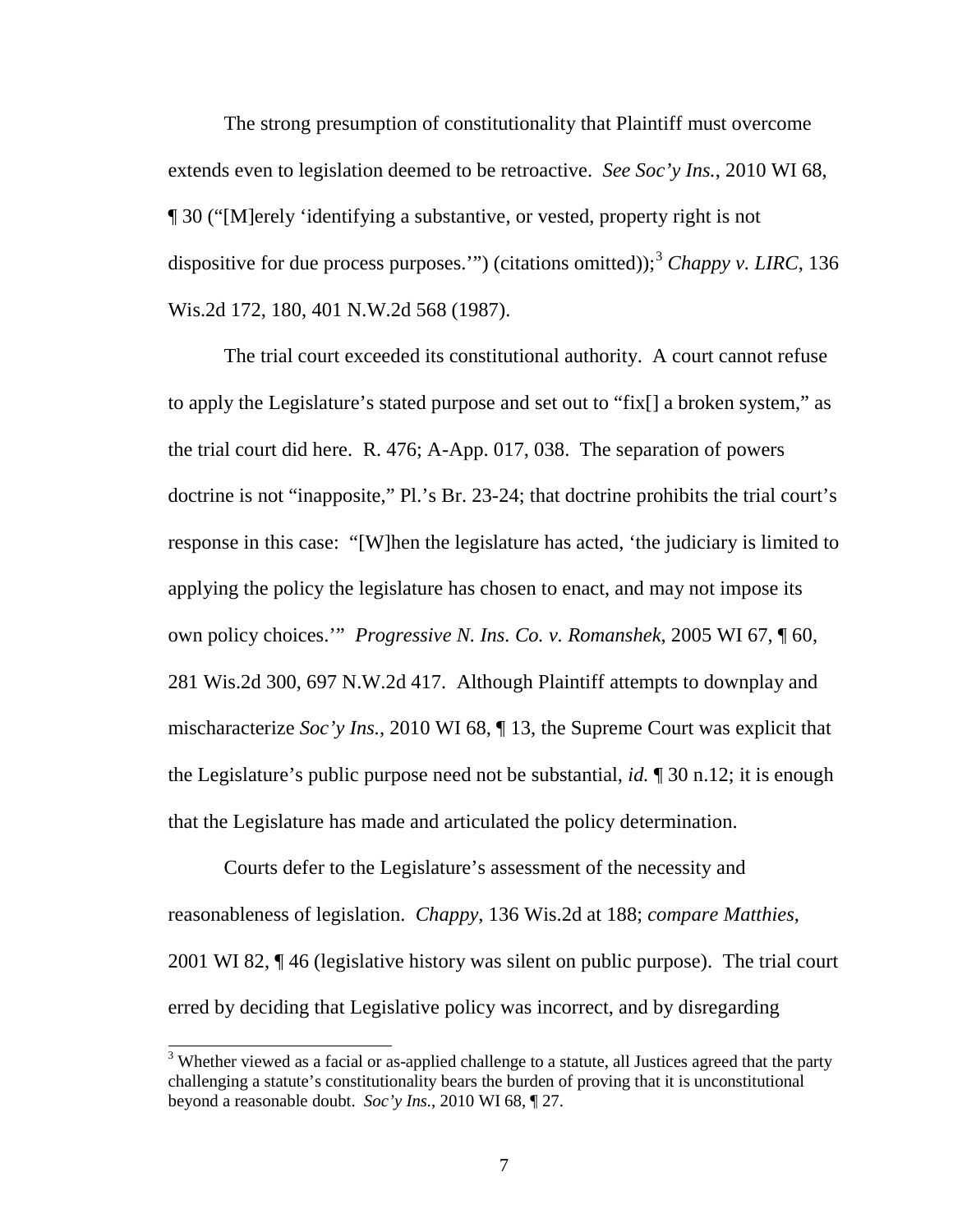The strong presumption of constitutionality that Plaintiff must overcome extends even to legislation deemed to be retroactive. *See Soc'y Ins.*, 2010 WI 68, ¶ 30 ("[M]erely 'identifying a substantive, or vested, property right is not dispositive for due process purposes.'") (citations omitted));[3] *Chappy v. LIRC*, 136 Wis.2d 172, 180, 401 N.W.2d 568 (1987).

The trial court exceeded its constitutional authority. A court cannot refuse to apply the Legislature's stated purpose and set out to "fix[] a broken system," as the trial court did here. R. 476; A-App. 017, 038. The separation of powers doctrine is not "inapposite," Pl.'s Br. 23-24; that doctrine prohibits the trial court's response in this case: "[W]hen the legislature has acted, 'the judiciary is limited to applying the policy the legislature has chosen to enact, and may not impose its own policy choices.'" *Progressive N. Ins. Co. v. Romanshek*, 2005 WI 67, ¶ 60, 281 Wis.2d 300, 697 N.W.2d 417. Although Plaintiff attempts to downplay and mischaracterize *Soc'y Ins.*, 2010 WI 68, ¶ 13, the Supreme Court was explicit that the Legislature's public purpose need not be substantial, *id.* ¶ 30 n.12; it is enough that the Legislature has made and articulated the policy determination.

Courts defer to the Legislature's assessment of the necessity and reasonableness of legislation. *Chappy*, 136 Wis.2d at 188; *compare Matthies*, 2001 WI 82, ¶ 46 (legislative history was silent on public purpose). The trial court erred by deciding that Legislative policy was incorrect, and by disregarding

[3] Whether viewed as a facial or as-applied challenge to a statute, all Justices agreed that the party challenging a statute's constitutionality bears the burden of proving that it is unconstitutional beyond a reasonable doubt. *Soc'y Ins.*, 2010 WI 68, ¶ 27.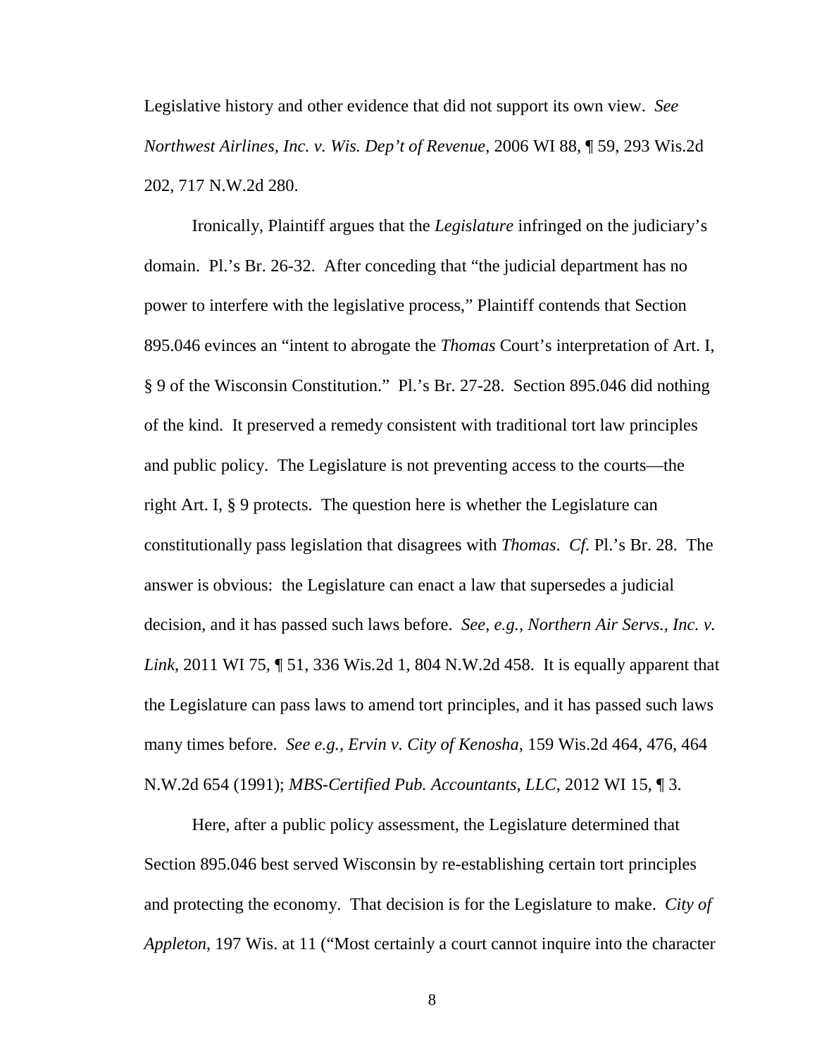Legislative history and other evidence that did not support its own view. *See Northwest Airlines, Inc. v. Wis. Dep't of Revenue*, 2006 WI 88, ¶ 59, 293 Wis.2d 202, 717 N.W.2d 280.

Ironically, Plaintiff argues that the *Legislature* infringed on the judiciary's domain. Pl.'s Br. 26-32. After conceding that "the judicial department has no power to interfere with the legislative process," Plaintiff contends that Section 895.046 evinces an "intent to abrogate the *Thomas* Court's interpretation of Art. I, § 9 of the Wisconsin Constitution." Pl.'s Br. 27-28. Section 895.046 did nothing of the kind. It preserved a remedy consistent with traditional tort law principles and public policy. The Legislature is not preventing access to the courts—the right Art. I, § 9 protects. The question here is whether the Legislature can constitutionally pass legislation that disagrees with *Thomas*. *Cf.* Pl.'s Br. 28. The answer is obvious: the Legislature can enact a law that supersedes a judicial decision, and it has passed such laws before. *See, e.g.*, *Northern Air Servs., Inc. v. Link*, 2011 WI 75, ¶ 51, 336 Wis.2d 1, 804 N.W.2d 458. It is equally apparent that the Legislature can pass laws to amend tort principles, and it has passed such laws many times before. *See e.g., Ervin v. City of Kenosha*, 159 Wis.2d 464, 476, 464 N.W.2d 654 (1991); *MBS-Certified Pub. Accountants, LLC*, 2012 WI 15, ¶ 3.

Here, after a public policy assessment, the Legislature determined that Section 895.046 best served Wisconsin by re-establishing certain tort principles and protecting the economy. That decision is for the Legislature to make. *City of Appleton*, 197 Wis. at 11 ("Most certainly a court cannot inquire into the character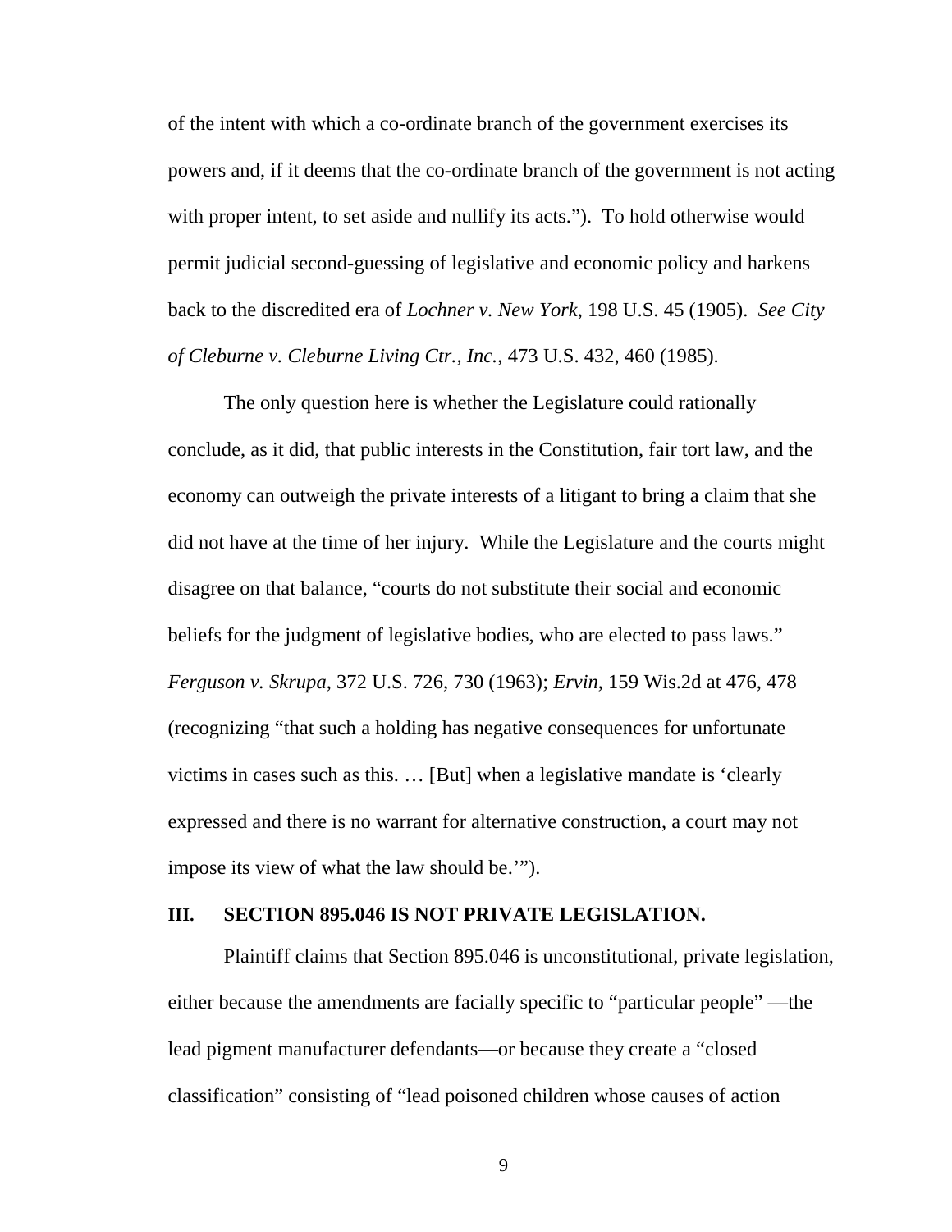of the intent with which a co-ordinate branch of the government exercises its powers and, if it deems that the co-ordinate branch of the government is not acting with proper intent, to set aside and nullify its acts."). To hold otherwise would permit judicial second-guessing of legislative and economic policy and harkens back to the discredited era of *Lochner v. New York*, 198 U.S. 45 (1905). *See City of Cleburne v. Cleburne Living Ctr., Inc.*, 473 U.S. 432, 460 (1985).

The only question here is whether the Legislature could rationally conclude, as it did, that public interests in the Constitution, fair tort law, and the economy can outweigh the private interests of a litigant to bring a claim that she did not have at the time of her injury. While the Legislature and the courts might disagree on that balance, "courts do not substitute their social and economic beliefs for the judgment of legislative bodies, who are elected to pass laws." *Ferguson v. Skrupa*, 372 U.S. 726, 730 (1963); *Ervin*, 159 Wis.2d at 476, 478 (recognizing "that such a holding has negative consequences for unfortunate victims in cases such as this. … [But] when a legislative mandate is 'clearly expressed and there is no warrant for alternative construction, a court may not impose its view of what the law should be.'").

## III. SECTION 895.046 IS NOT PRIVATE LEGISLATION.

Plaintiff claims that Section 895.046 is unconstitutional, private legislation, either because the amendments are facially specific to "particular people" —the lead pigment manufacturer defendants—or because they create a "closed classification" consisting of "lead poisoned children whose causes of action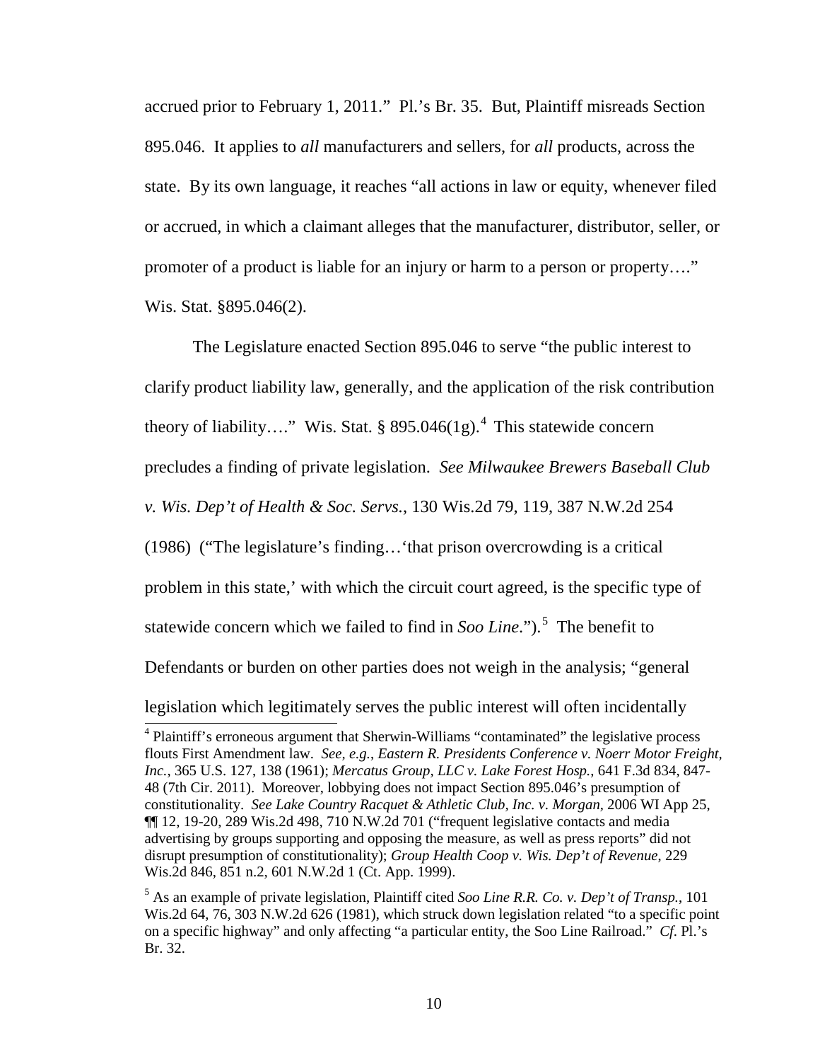accrued prior to February 1, 2011." Pl.'s Br. 35. But, Plaintiff misreads Section 895.046. It applies to *all* manufacturers and sellers, for *all* products, across the state. By its own language, it reaches "all actions in law or equity, whenever filed or accrued, in which a claimant alleges that the manufacturer, distributor, seller, or promoter of a product is liable for an injury or harm to a person or property…." Wis. Stat. §895.046(2).

The Legislature enacted Section 895.046 to serve "the public interest to clarify product liability law, generally, and the application of the risk contribution theory of liability…." Wis. Stat. § 895.046(1g).[4] This statewide concern precludes a finding of private legislation. *See Milwaukee Brewers Baseball Club v. Wis. Dep't of Health & Soc. Servs.*, 130 Wis.2d 79, 119, 387 N.W.2d 254 (1986) ("The legislature's finding…'that prison overcrowding is a critical problem in this state,' with which the circuit court agreed, is the specific type of statewide concern which we failed to find in *Soo Line*.").[5] The benefit to Defendants or burden on other parties does not weigh in the analysis; "general legislation which legitimately serves the public interest will often incidentally

---

[4] Plaintiff's erroneous argument that Sherwin-Williams "contaminated" the legislative process flouts First Amendment law. *See, e.g., Eastern R. Presidents Conference v. Noerr Motor Freight, Inc.*, 365 U.S. 127, 138 (1961); *Mercatus Group, LLC v. Lake Forest Hosp.*, 641 F.3d 834, 847-48 (7th Cir. 2011). Moreover, lobbying does not impact Section 895.046's presumption of constitutionality. *See Lake Country Racquet & Athletic Club, Inc. v. Morgan*, 2006 WI App 25, ¶¶ 12, 19-20, 289 Wis.2d 498, 710 N.W.2d 701 ("frequent legislative contacts and media advertising by groups supporting and opposing the measure, as well as press reports" did not disrupt presumption of constitutionality); *Group Health Coop v. Wis. Dep't of Revenue*, 229 Wis.2d 846, 851 n.2, 601 N.W.2d 1 (Ct. App. 1999).

[5] As an example of private legislation, Plaintiff cited *Soo Line R.R. Co. v. Dep't of Transp.*, 101 Wis.2d 64, 76, 303 N.W.2d 626 (1981), which struck down legislation related "to a specific point on a specific highway" and only affecting "a particular entity, the Soo Line Railroad." *Cf.* Pl.'s Br. 32.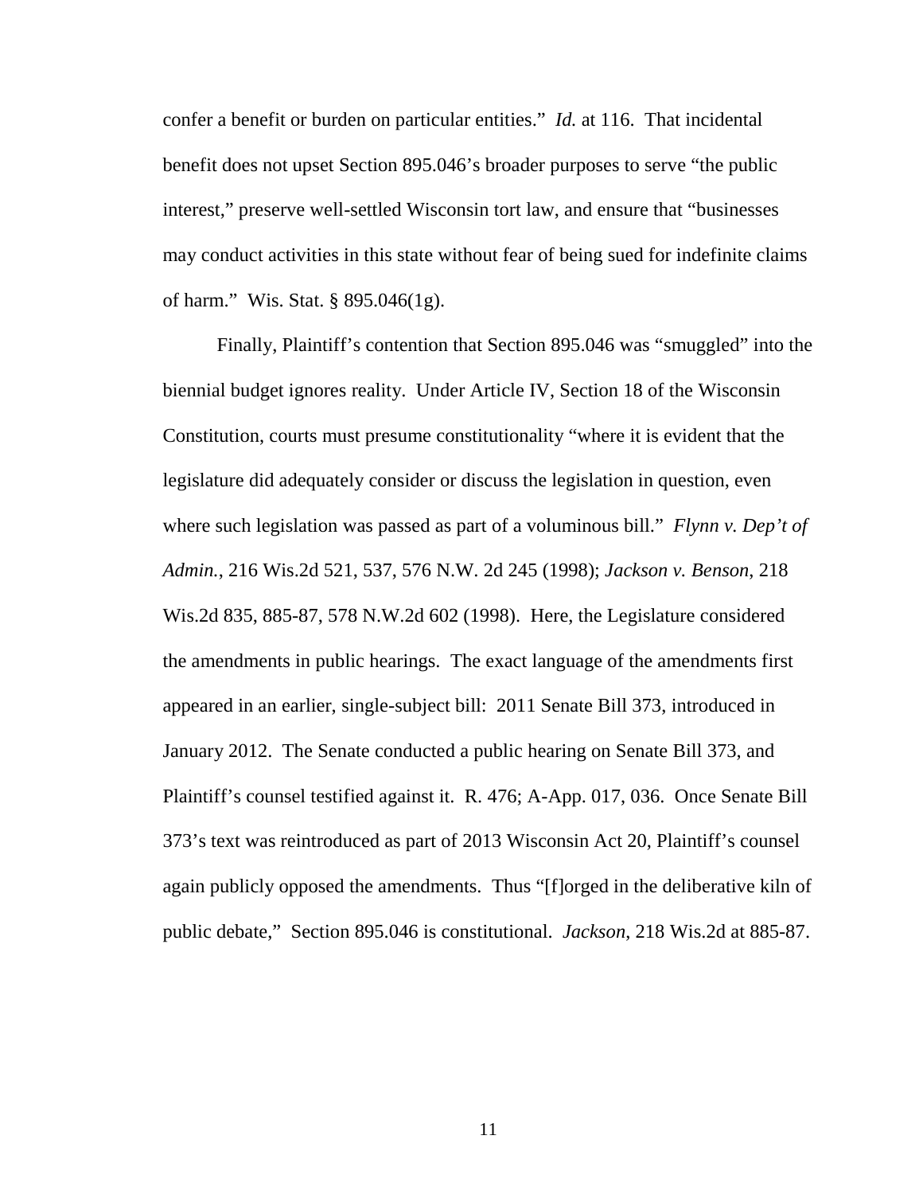confer a benefit or burden on particular entities." *Id.* at 116. That incidental benefit does not upset Section 895.046's broader purposes to serve "the public interest," preserve well-settled Wisconsin tort law, and ensure that "businesses may conduct activities in this state without fear of being sued for indefinite claims of harm." Wis. Stat. § 895.046(1g).

Finally, Plaintiff's contention that Section 895.046 was "smuggled" into the biennial budget ignores reality. Under Article IV, Section 18 of the Wisconsin Constitution, courts must presume constitutionality "where it is evident that the legislature did adequately consider or discuss the legislation in question, even where such legislation was passed as part of a voluminous bill." *Flynn v. Dep't of Admin.*, 216 Wis.2d 521, 537, 576 N.W. 2d 245 (1998); *Jackson v. Benson*, 218 Wis.2d 835, 885-87, 578 N.W.2d 602 (1998). Here, the Legislature considered the amendments in public hearings. The exact language of the amendments first appeared in an earlier, single-subject bill: 2011 Senate Bill 373, introduced in January 2012. The Senate conducted a public hearing on Senate Bill 373, and Plaintiff's counsel testified against it. R. 476; A-App. 017, 036. Once Senate Bill 373's text was reintroduced as part of 2013 Wisconsin Act 20, Plaintiff's counsel again publicly opposed the amendments. Thus "[f]orged in the deliberative kiln of public debate," Section 895.046 is constitutional. *Jackson*, 218 Wis.2d at 885-87.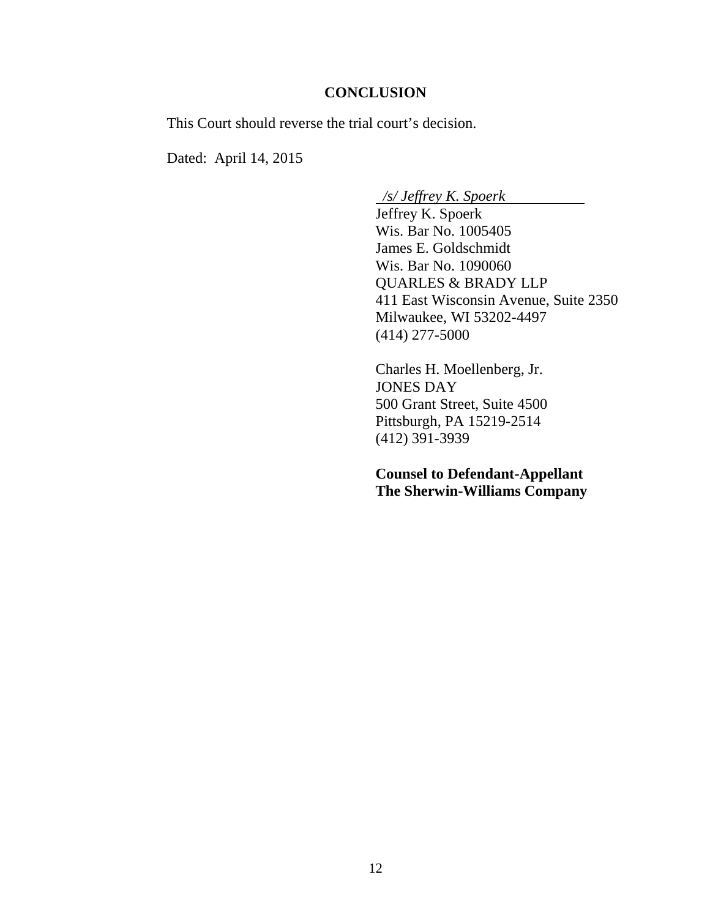## CONCLUSION

This Court should reverse the trial court's decision.

Dated: April 14, 2015

*/s/ Jeffrey K. Spoerk*
Jeffrey K. Spoerk
Wis. Bar No. 1005405
James E. Goldschmidt
Wis. Bar No. 1090060
QUARLES & BRADY LLP
411 East Wisconsin Avenue, Suite 2350
Milwaukee, WI 53202-4497
(414) 277-5000

Charles H. Moellenberg, Jr.
JONES DAY
500 Grant Street, Suite 4500
Pittsburgh, PA 15219-2514
(412) 391-3939

**Counsel to Defendant-Appellant**
**The Sherwin-Williams Company**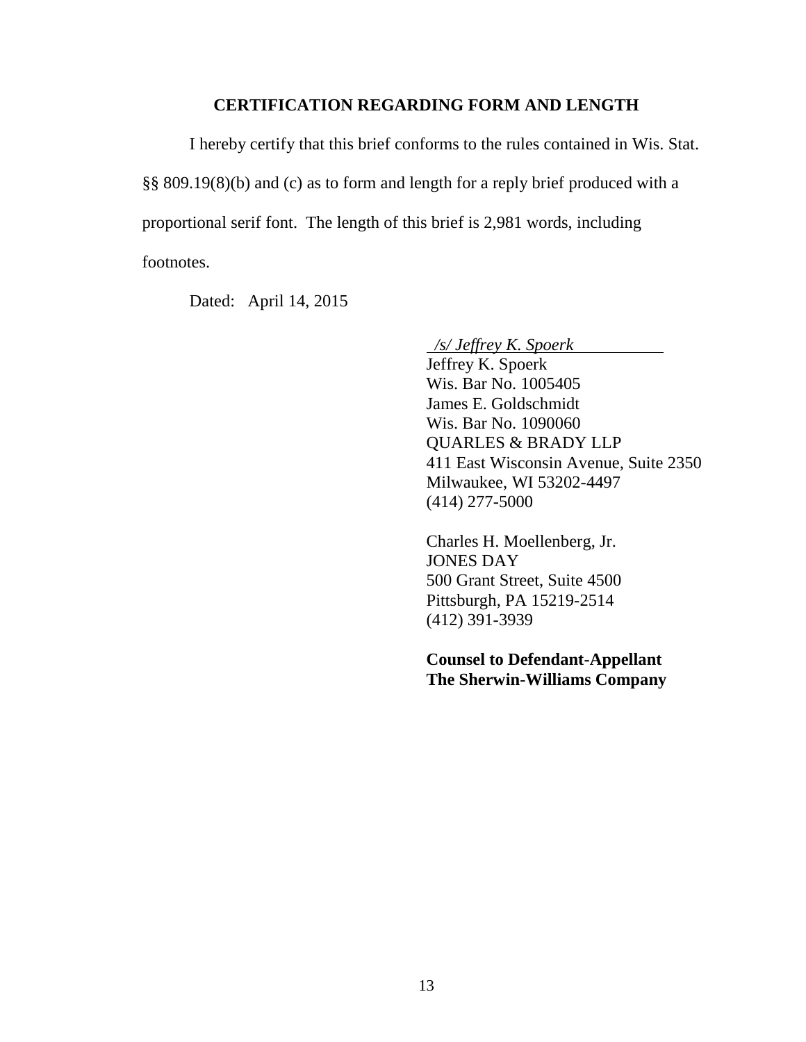## CERTIFICATION REGARDING FORM AND LENGTH

I hereby certify that this brief conforms to the rules contained in Wis. Stat. §§ 809.19(8)(b) and (c) as to form and length for a reply brief produced with a proportional serif font. The length of this brief is 2,981 words, including footnotes.

Dated: April 14, 2015

*/s/ Jeffrey K. Spoerk*
Jeffrey K. Spoerk
Wis. Bar No. 1005405
James E. Goldschmidt
Wis. Bar No. 1090060
QUARLES & BRADY LLP
411 East Wisconsin Avenue, Suite 2350
Milwaukee, WI 53202-4497
(414) 277-5000

Charles H. Moellenberg, Jr.
JONES DAY
500 Grant Street, Suite 4500
Pittsburgh, PA 15219-2514
(412) 391-3939

**Counsel to Defendant-Appellant The Sherwin-Williams Company**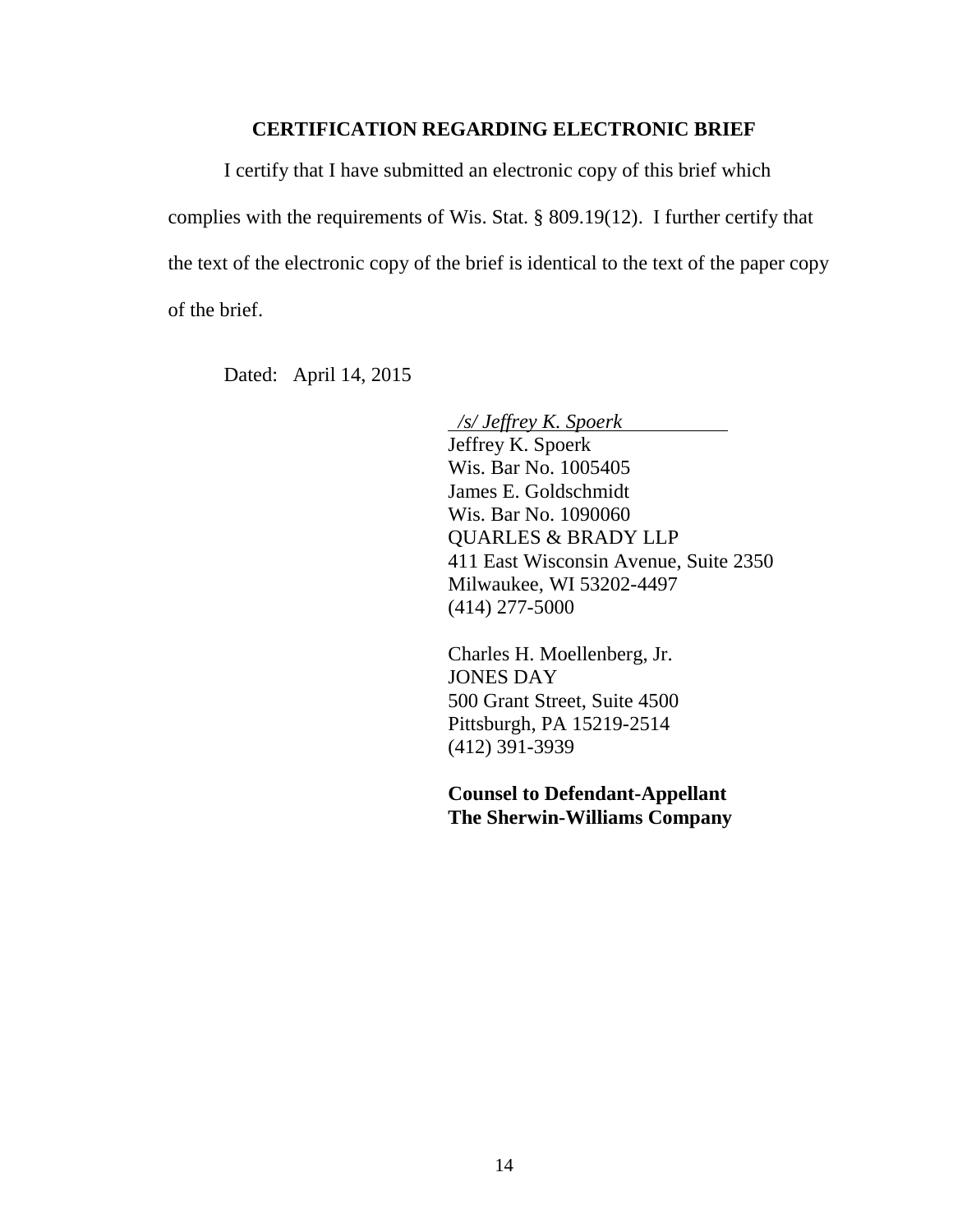**CERTIFICATION REGARDING ELECTRONIC BRIEF**

I certify that I have submitted an electronic copy of this brief which complies with the requirements of Wis. Stat. § 809.19(12). I further certify that the text of the electronic copy of the brief is identical to the text of the paper copy of the brief.

Dated: April 14, 2015

*/s/ Jeffrey K. Spoerk*  
Jeffrey K. Spoerk  
Wis. Bar No. 1005405  
James E. Goldschmidt  
Wis. Bar No. 1090060  
QUARLES & BRADY LLP  
411 East Wisconsin Avenue, Suite 2350  
Milwaukee, WI 53202-4497  
(414) 277-5000

Charles H. Moellenberg, Jr.  
JONES DAY  
500 Grant Street, Suite 4500  
Pittsburgh, PA 15219-2514  
(412) 391-3939

**Counsel to Defendant-Appellant**  
**The Sherwin-Williams Company**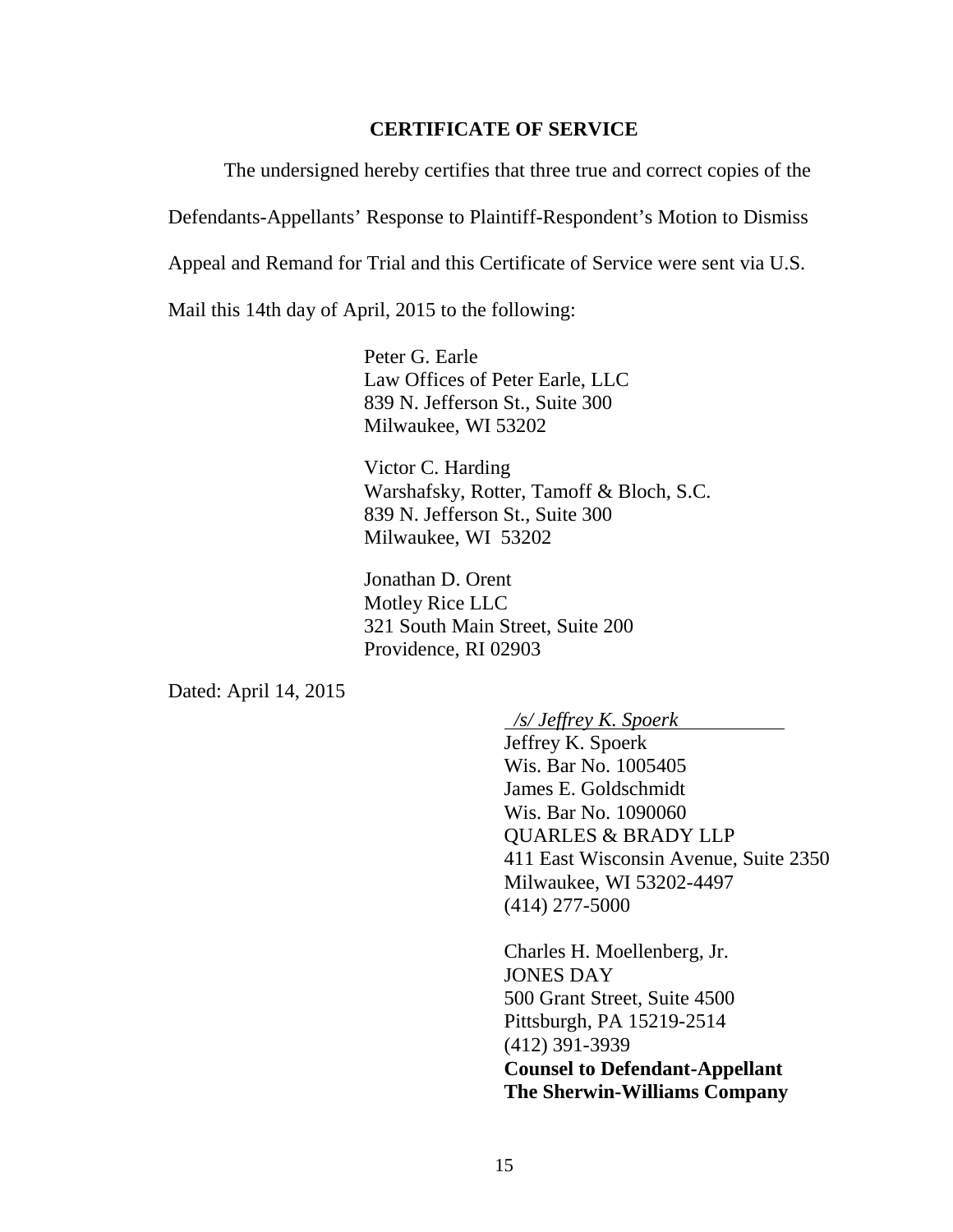## CERTIFICATE OF SERVICE

The undersigned hereby certifies that three true and correct copies of the Defendants-Appellants' Response to Plaintiff-Respondent's Motion to Dismiss Appeal and Remand for Trial and this Certificate of Service were sent via U.S. Mail this 14th day of April, 2015 to the following:

Peter G. Earle
Law Offices of Peter Earle, LLC
839 N. Jefferson St., Suite 300
Milwaukee, WI 53202

Victor C. Harding
Warshafsky, Rotter, Tamoff & Bloch, S.C.
839 N. Jefferson St., Suite 300
Milwaukee, WI 53202

Jonathan D. Orent
Motley Rice LLC
321 South Main Street, Suite 200
Providence, RI 02903

Dated: April 14, 2015

*/s/ Jeffrey K. Spoerk*
Jeffrey K. Spoerk
Wis. Bar No. 1005405
James E. Goldschmidt
Wis. Bar No. 1090060
QUARLES & BRADY LLP
411 East Wisconsin Avenue, Suite 2350
Milwaukee, WI 53202-4497
(414) 277-5000

Charles H. Moellenberg, Jr.
JONES DAY
500 Grant Street, Suite 4500
Pittsburgh, PA 15219-2514
(412) 391-3939
**Counsel to Defendant-Appellant The Sherwin-Williams Company**